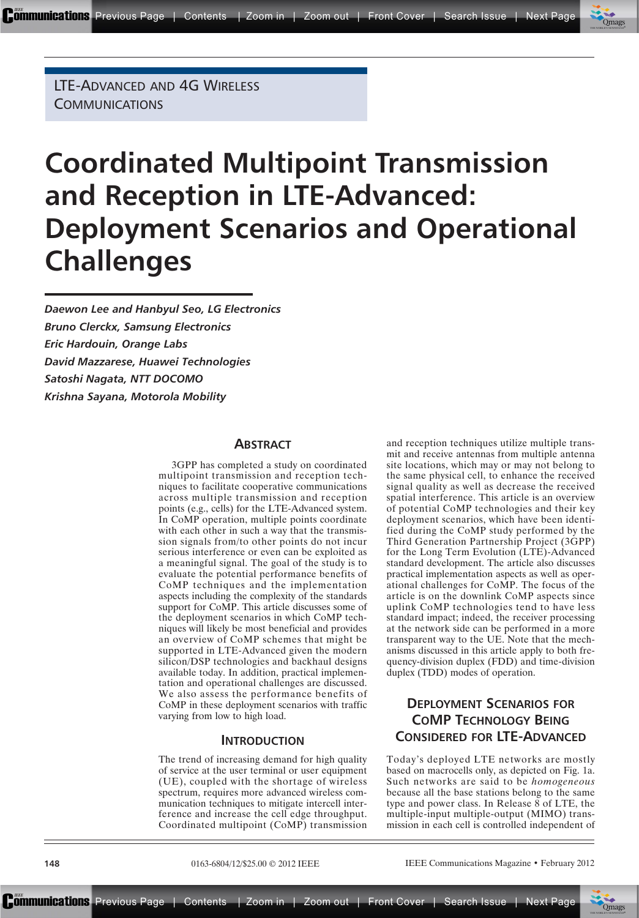LTE-ADVANCED AND 4G WIRELESS COMMUNICATIONS

# Coordinated Multipoint Transmission and Reception in LTE-Advanced: Deployment Scenarios and Operational Challenges

*Daewon Lee and Hanbyul Seo, LG Electronics*
*Bruno Clerckx, Samsung Electronics*
*Eric Hardouin, Orange Labs*
*David Mazzarese, Huawei Technologies*
*Satoshi Nagata, NTT DOCOMO*
*Krishna Sayana, Motorola Mobility*

## ABSTRACT

3GPP has completed a study on coordinated multipoint transmission and reception techniques to facilitate cooperative communications across multiple transmission and reception points (e.g., cells) for the LTE-Advanced system. In CoMP operation, multiple points coordinate with each other in such a way that the transmission signals from/to other points do not incur serious interference or even can be exploited as a meaningful signal. The goal of the study is to evaluate the potential performance benefits of CoMP techniques and the implementation aspects including the complexity of the standards support for CoMP. This article discusses some of the deployment scenarios in which CoMP techniques will likely be most beneficial and provides an overview of CoMP schemes that might be supported in LTE-Advanced given the modern silicon/DSP technologies and backhaul designs available today. In addition, practical implementation and operational challenges are discussed. We also assess the performance benefits of CoMP in these deployment scenarios with traffic varying from low to high load.

## INTRODUCTION

The trend of increasing demand for high quality of service at the user terminal or user equipment (UE), coupled with the shortage of wireless spectrum, requires more advanced wireless communication techniques to mitigate intercell interference and increase the cell edge throughput. Coordinated multipoint (CoMP) transmission and reception techniques utilize multiple transmit and receive antennas from multiple antenna site locations, which may or may not belong to the same physical cell, to enhance the received signal quality as well as decrease the received spatial interference. This article is an overview of potential CoMP technologies and their key deployment scenarios, which have been identified during the CoMP study performed by the Third Generation Partnership Project (3GPP) for the Long Term Evolution (LTE)-Advanced standard development. The article also discusses practical implementation aspects as well as operational challenges for CoMP. The focus of the article is on the downlink CoMP aspects since uplink CoMP technologies tend to have less standard impact; indeed, the receiver processing at the network side can be performed in a more transparent way to the UE. Note that the mechanisms discussed in this article apply to both frequency-division duplex (FDD) and time-division duplex (TDD) modes of operation.

## DEPLOYMENT SCENARIOS FOR COMP TECHNOLOGY BEING CONSIDERED FOR LTE-ADVANCED

Today's deployed LTE networks are mostly based on macrocells only, as depicted on Fig. 1a. Such networks are said to be *homogeneous* because all the base stations belong to the same type and power class. In Release 8 of LTE, the multiple-input multiple-output (MIMO) transmission in each cell is controlled independent of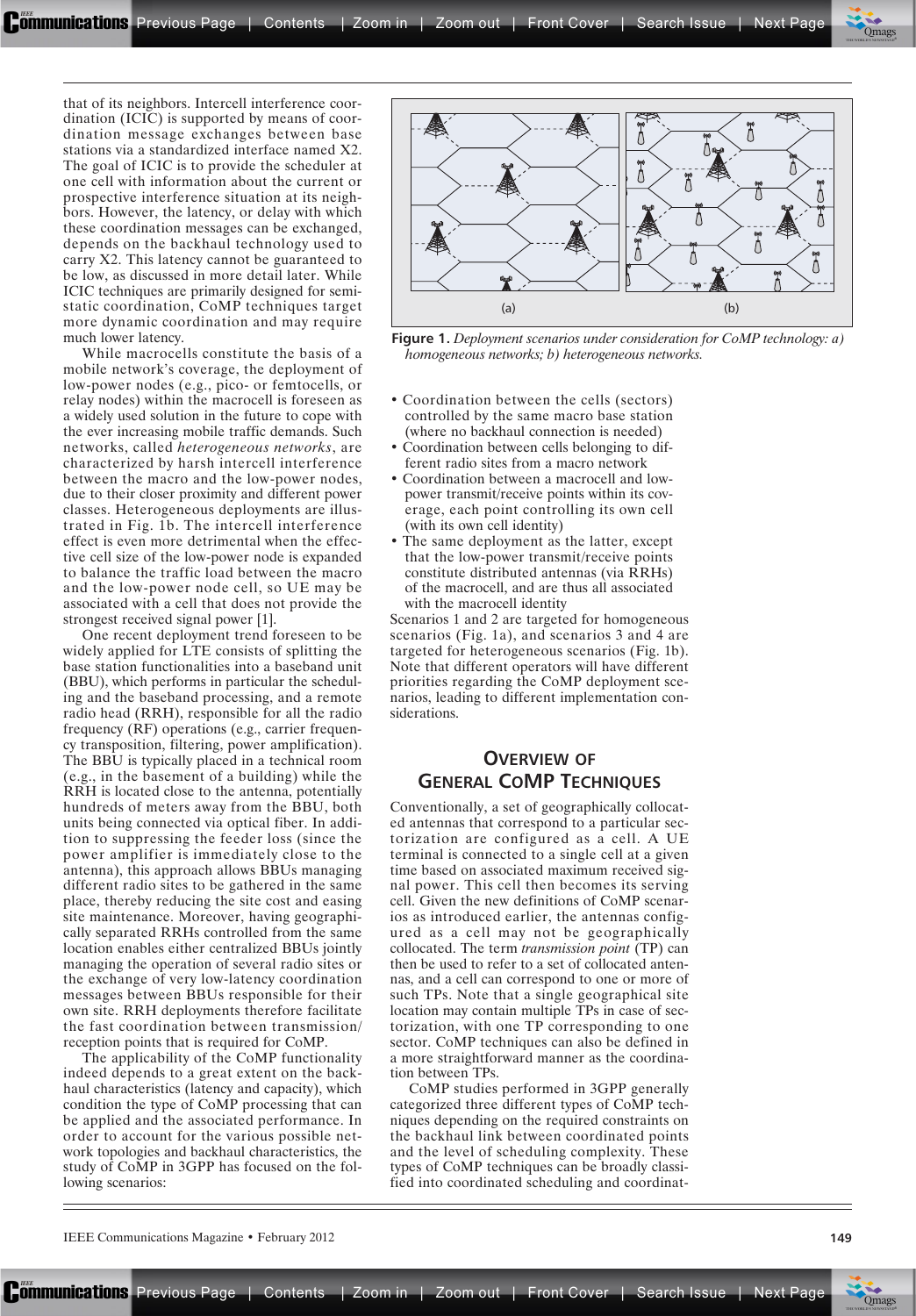that of its neighbors. Intercell interference coordination (ICIC) is supported by means of coordination message exchanges between base stations via a standardized interface named X2. The goal of ICIC is to provide the scheduler at one cell with information about the current or prospective interference situation at its neighbors. However, the latency, or delay with which these coordination messages can be exchanged, depends on the backhaul technology used to carry X2. This latency cannot be guaranteed to be low, as discussed in more detail later. While ICIC techniques are primarily designed for semi-static coordination, CoMP techniques target more dynamic coordination and may require much lower latency.

While macrocells constitute the basis of a mobile network's coverage, the deployment of low-power nodes (e.g., pico- or femtocells, or relay nodes) within the macrocell is foreseen as a widely used solution in the future to cope with the ever increasing mobile traffic demands. Such networks, called *heterogeneous networks*, are characterized by harsh intercell interference between the macro and the low-power nodes, due to their closer proximity and different power classes. Heterogeneous deployments are illustrated in Fig. 1b. The intercell interference effect is even more detrimental when the effective cell size of the low-power node is expanded to balance the traffic load between the macro and the low-power node cell, so UE may be associated with a cell that does not provide the strongest received signal power [1].

One recent deployment trend foreseen to be widely applied for LTE consists of splitting the base station functionalities into a baseband unit (BBU), which performs in particular the scheduling and the baseband processing, and a remote radio head (RRH), responsible for all the radio frequency (RF) operations (e.g., carrier frequency transposition, filtering, power amplification). The BBU is typically placed in a technical room (e.g., in the basement of a building) while the RRH is located close to the antenna, potentially hundreds of meters away from the BBU, both units being connected via optical fiber. In addition to suppressing the feeder loss (since the power amplifier is immediately close to the antenna), this approach allows BBUs managing different radio sites to be gathered in the same place, thereby reducing the site cost and easing site maintenance. Moreover, having geographically separated RRHs controlled from the same location enables either centralized BBUs jointly managing the operation of several radio sites or the exchange of very low-latency coordination messages between BBUs responsible for their own site. RRH deployments therefore facilitate the fast coordination between transmission/reception points that is required for CoMP.

The applicability of the CoMP functionality indeed depends to a great extent on the backhaul characteristics (latency and capacity), which condition the type of CoMP processing that can be applied and the associated performance. In order to account for the various possible network topologies and backhaul characteristics, the study of CoMP in 3GPP has focused on the following scenarios:

(a) (b)

**Figure 1.** *Deployment scenarios under consideration for CoMP technology: a) homogeneous networks; b) heterogeneous networks.*

- Coordination between the cells (sectors) controlled by the same macro base station (where no backhaul connection is needed)
- Coordination between cells belonging to different radio sites from a macro network
- Coordination between a macrocell and low-power transmit/receive points within its coverage, each point controlling its own cell (with its own cell identity)
- The same deployment as the latter, except that the low-power transmit/receive points constitute distributed antennas (via RRHs) of the macrocell, and are thus all associated with the macrocell identity

Scenarios 1 and 2 are targeted for homogeneous scenarios (Fig. 1a), and scenarios 3 and 4 are targeted for heterogeneous scenarios (Fig. 1b). Note that different operators will have different priorities regarding the CoMP deployment scenarios, leading to different implementation considerations.

## Overview of General CoMP Techniques

Conventionally, a set of geographically collocated antennas that correspond to a particular sectorization are configured as a cell. A UE terminal is connected to a single cell at a given time based on associated maximum received signal power. This cell then becomes its serving cell. Given the new definitions of CoMP scenarios as introduced earlier, the antennas configured as a cell may not be geographically collocated. The term *transmission point* (TP) can then be used to refer to a set of collocated antennas, and a cell can correspond to one or more of such TPs. Note that a single geographical site location may contain multiple TPs in case of sectorization, with one TP corresponding to one sector. CoMP techniques can also be defined in a more straightforward manner as the coordination between TPs.

CoMP studies performed in 3GPP generally categorized three different types of CoMP techniques depending on the required constraints on the backhaul link between coordinated points and the level of scheduling complexity. These types of CoMP techniques can be broadly classified into coordinated scheduling and coordinat-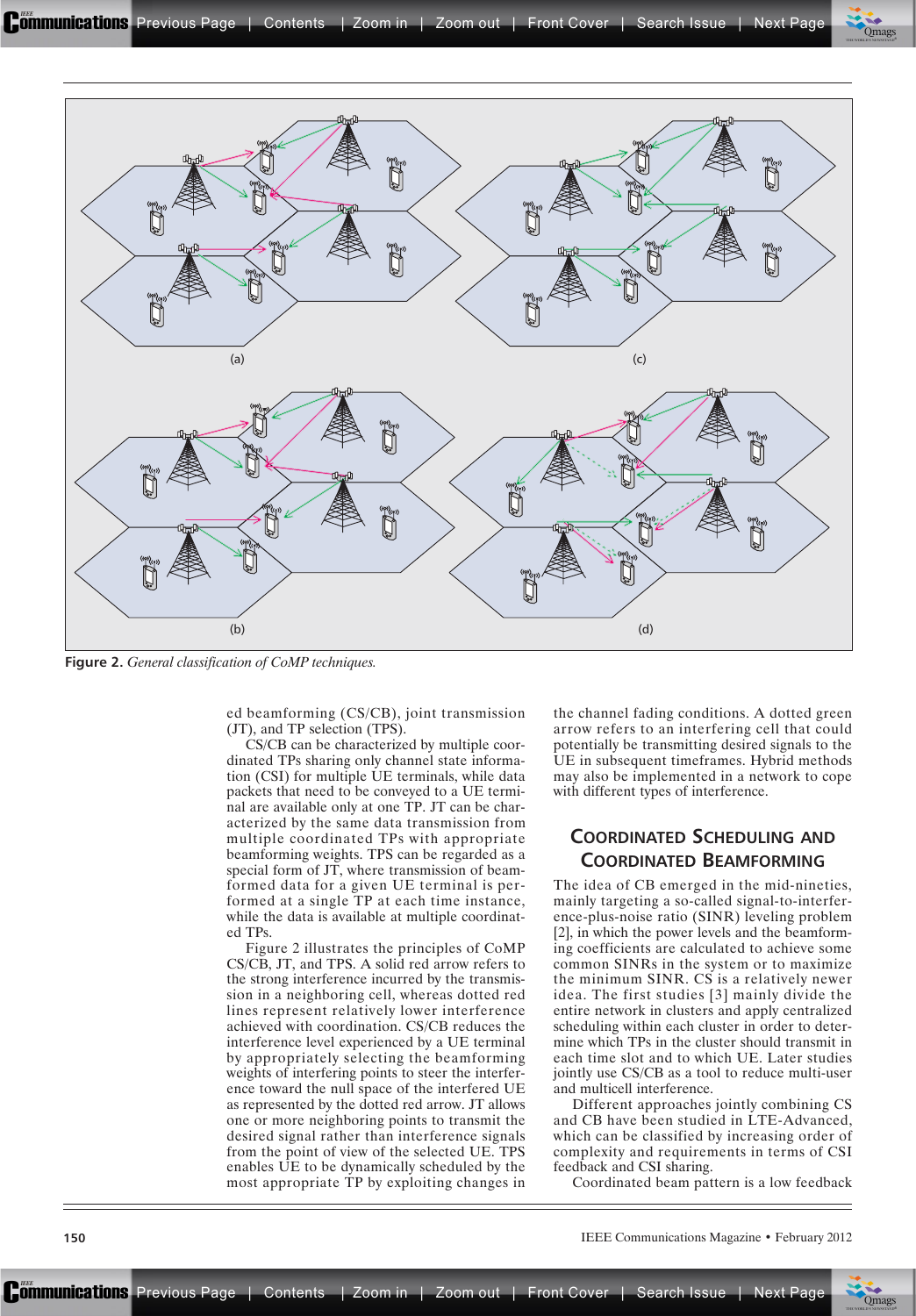(a)

(c)

(b)

(d)

**Figure 2.** *General classification of CoMP techniques.*

ed beamforming (CS/CB), joint transmission (JT), and TP selection (TPS).

CS/CB can be characterized by multiple coordinated TPs sharing only channel state information (CSI) for multiple UE terminals, while data packets that need to be conveyed to a UE terminal are available only at one TP. JT can be characterized by the same data transmission from multiple coordinated TPs with appropriate beamforming weights. TPS can be regarded as a special form of JT, where transmission of beamformed data for a given UE terminal is performed at a single TP at each time instance, while the data is available at multiple coordinated TPs.

Figure 2 illustrates the principles of CoMP CS/CB, JT, and TPS. A solid red arrow refers to the strong interference incurred by the transmission in a neighboring cell, whereas dotted red lines represent relatively lower interference achieved with coordination. CS/CB reduces the interference level experienced by a UE terminal by appropriately selecting the beamforming weights of interfering points to steer the interference toward the null space of the interfered UE as represented by the dotted red arrow. JT allows one or more neighboring points to transmit the desired signal rather than interference signals from the point of view of the selected UE. TPS enables UE to be dynamically scheduled by the most appropriate TP by exploiting changes in the channel fading conditions. A dotted green arrow refers to an interfering cell that could potentially be transmitting desired signals to the UE in subsequent timeframes. Hybrid methods may also be implemented in a network to cope with different types of interference.

## Coordinated Scheduling and Coordinated Beamforming

The idea of CB emerged in the mid-nineties, mainly targeting a so-called signal-to-interference-plus-noise ratio (SINR) leveling problem [2], in which the power levels and the beamforming coefficients are calculated to achieve some common SINRs in the system or to maximize the minimum SINR. CS is a relatively newer idea. The first studies [3] mainly divide the entire network in clusters and apply centralized scheduling within each cluster in order to determine which TPs in the cluster should transmit in each time slot and to which UE. Later studies jointly use CS/CB as a tool to reduce multi-user and multicell interference.

Different approaches jointly combining CS and CB have been studied in LTE-Advanced, which can be classified by increasing order of complexity and requirements in terms of CSI feedback and CSI sharing.

Coordinated beam pattern is a low feedback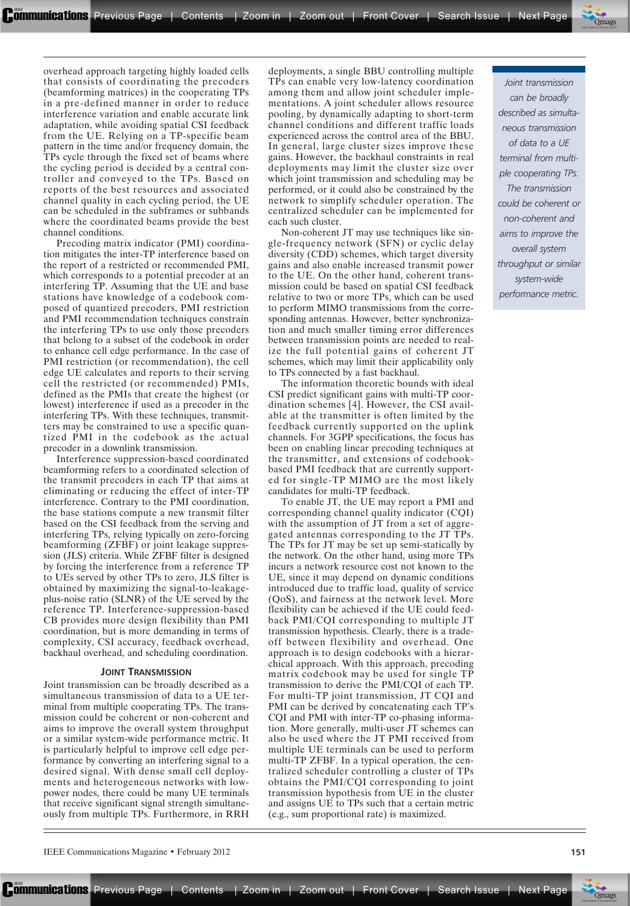overhead approach targeting highly loaded cells that consists of coordinating the precoders (beamforming matrices) in the cooperating TPs in a pre-defined manner in order to reduce interference variation and enable accurate link adaptation, while avoiding spatial CSI feedback from the UE. Relying on a TP-specific beam pattern in the time and/or frequency domain, the TPs cycle through the fixed set of beams where the cycling period is decided by a central controller and conveyed to the TPs. Based on reports of the best resources and associated channel quality in each cycling period, the UE can be scheduled in the subframes or subbands where the coordinated beams provide the best channel conditions.

Precoding matrix indicator (PMI) coordination mitigates the inter-TP interference based on the report of a restricted or recommended PMI, which corresponds to a potential precoder at an interfering TP. Assuming that the UE and base stations have knowledge of a codebook composed of quantized precoders, PMI restriction and PMI recommendation techniques constrain the interfering TPs to use only those precoders that belong to a subset of the codebook in order to enhance cell edge performance. In the case of PMI restriction (or recommendation), the cell edge UE calculates and reports to their serving cell the restricted (or recommended) PMIs, defined as the PMIs that create the highest (or lowest) interference if used as a precoder in the interfering TPs. With these techniques, transmitters may be constrained to use a specific quantized PMI in the codebook as the actual precoder in a downlink transmission.

Interference suppression-based coordinated beamforming refers to a coordinated selection of the transmit precoders in each TP that aims at eliminating or reducing the effect of inter-TP interference. Contrary to the PMI coordination, the base stations compute a new transmit filter based on the CSI feedback from the serving and interfering TPs, relying typically on zero-forcing beamforming (ZFBF) or joint leakage suppression (JLS) criteria. While ZFBF filter is designed by forcing the interference from a reference TP to UEs served by other TPs to zero, JLS filter is obtained by maximizing the signal-to-leakage-plus-noise ratio (SLNR) of the UE served by the reference TP. Interference-suppression-based CB provides more design flexibility than PMI coordination, but is more demanding in terms of complexity, CSI accuracy, feedback overhead, backhaul overhead, and scheduling coordination.

### Joint Transmission

Joint transmission can be broadly described as a simultaneous transmission of data to a UE terminal from multiple cooperating TPs. The transmission could be coherent or non-coherent and aims to improve the overall system throughput or a similar system-wide performance metric. It is particularly helpful to improve cell edge performance by converting an interfering signal to a desired signal. With dense small cell deployments and heterogeneous networks with low-power nodes, there could be many UE terminals that receive significant signal strength simultaneously from multiple TPs. Furthermore, in RRH deployments, a single BBU controlling multiple TPs can enable very low-latency coordination among them and allow joint scheduler implementations. A joint scheduler allows resource pooling, by dynamically adapting to short-term channel conditions and different traffic loads experienced across the control area of the BBU. In general, large cluster sizes improve these gains. However, the backhaul constraints in real deployments may limit the cluster size over which joint transmission and scheduling may be performed, or it could also be constrained by the network to simplify scheduler operation. The centralized scheduler can be implemented for each such cluster.

Non-coherent JT may use techniques like single-frequency network (SFN) or cyclic delay diversity (CDD) schemes, which target diversity gains and also enable increased transmit power to the UE. On the other hand, coherent transmission could be based on spatial CSI feedback relative to two or more TPs, which can be used to perform MIMO transmissions from the corresponding antennas. However, better synchronization and much smaller timing error differences between transmission points are needed to realize the full potential gains of coherent JT schemes, which may limit their applicability only to TPs connected by a fast backhaul.

The information theoretic bounds with ideal CSI predict significant gains with multi-TP coordination schemes [4]. However, the CSI available at the transmitter is often limited by the feedback currently supported on the uplink channels. For 3GPP specifications, the focus has been on enabling linear precoding techniques at the transmitter, and extensions of codebook-based PMI feedback that are currently supported for single-TP MIMO are the most likely candidates for multi-TP feedback.

To enable JT, the UE may report a PMI and corresponding channel quality indicator (CQI) with the assumption of JT from a set of aggregated antennas corresponding to the JT TPs. The TPs for JT may be set up semi-statically by the network. On the other hand, using more TPs incurs a network resource cost not known to the UE, since it may depend on dynamic conditions introduced due to traffic load, quality of service (QoS), and fairness at the network level. More flexibility can be achieved if the UE could feedback PMI/CQI corresponding to multiple JT transmission hypothesis. Clearly, there is a tradeoff between flexibility and overhead. One approach is to design codebooks with a hierarchical approach. With this approach, precoding matrix codebook may be used for single TP transmission to derive the PMI/CQI of each TP. For multi-TP joint transmission, JT CQI and PMI can be derived by concatenating each TP's CQI and PMI with inter-TP co-phasing information. More generally, multi-user JT schemes can also be used where the JT PMI received from multiple UE terminals can be used to perform multi-TP ZFBF. In a typical operation, the centralized scheduler controlling a cluster of TPs obtains the PMI/CQI corresponding to joint transmission hypothesis from UE in the cluster and assigns UE to TPs such that a certain metric (e.g., sum proportional rate) is maximized.

*Joint transmission can be broadly described as simultaneous transmission of data to a UE terminal from multiple cooperating TPs. The transmission could be coherent or non-coherent and aims to improve the overall system throughput or similar system-wide performance metric.*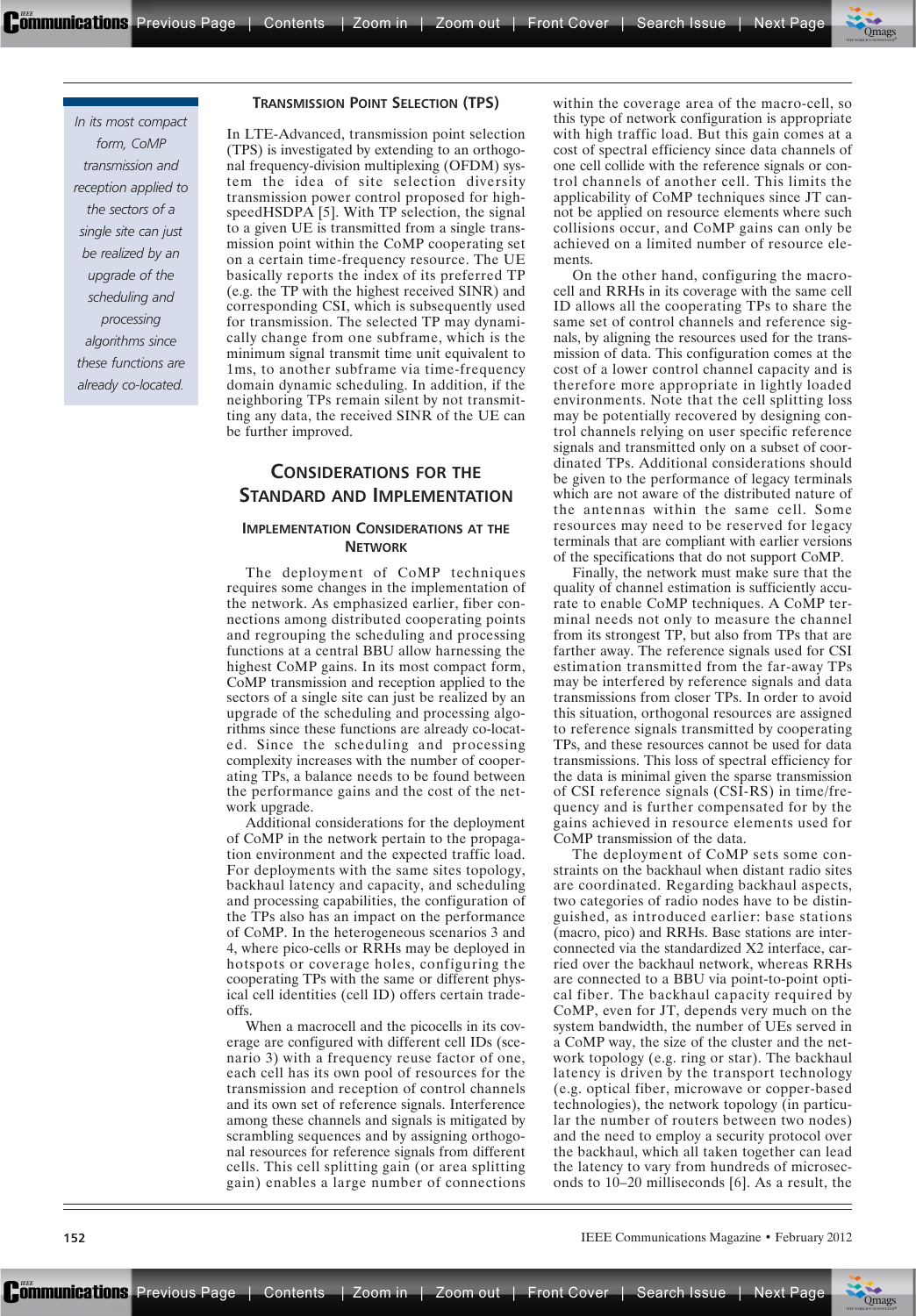> *In its most compact form, CoMP transmission and reception applied to the sectors of a single site can just be realized by an upgrade of the scheduling and processing algorithms since these functions are already co-located.*

### Transmission Point Selection (TPS)

In LTE-Advanced, transmission point selection (TPS) is investigated by extending to an orthogonal frequency-division multiplexing (OFDM) system the idea of site selection diversity transmission power control proposed for high-speedHSDPA [5]. With TP selection, the signal to a given UE is transmitted from a single transmission point within the CoMP cooperating set on a certain time-frequency resource. The UE basically reports the index of its preferred TP (e.g. the TP with the highest received SINR) and corresponding CSI, which is subsequently used for transmission. The selected TP may dynamically change from one subframe, which is the minimum signal transmit time unit equivalent to 1ms, to another subframe via time-frequency domain dynamic scheduling. In addition, if the neighboring TPs remain silent by not transmitting any data, the received SINR of the UE can be further improved.

## Considerations for the Standard and Implementation

### Implementation Considerations at the Network

The deployment of CoMP techniques requires some changes in the implementation of the network. As emphasized earlier, fiber connections among distributed cooperating points and regrouping the scheduling and processing functions at a central BBU allow harnessing the highest CoMP gains. In its most compact form, CoMP transmission and reception applied to the sectors of a single site can just be realized by an upgrade of the scheduling and processing algorithms since these functions are already co-located. Since the scheduling and processing complexity increases with the number of cooperating TPs, a balance needs to be found between the performance gains and the cost of the network upgrade.

Additional considerations for the deployment of CoMP in the network pertain to the propagation environment and the expected traffic load. For deployments with the same sites topology, backhaul latency and capacity, and scheduling and processing capabilities, the configuration of the TPs also has an impact on the performance of CoMP. In the heterogeneous scenarios 3 and 4, where pico-cells or RRHs may be deployed in hotspots or coverage holes, configuring the cooperating TPs with the same or different physical cell identities (cell ID) offers certain trade-offs.

When a macrocell and the picocells in its coverage area are configured with different cell IDs (scenario 3) with a frequency reuse factor of one, each cell has its own pool of resources for the transmission and reception of control channels and its own set of reference signals. Interference among these channels and signals is mitigated by scrambling sequences and by assigning orthogonal resources for reference signals from different cells. This cell splitting gain (or area splitting gain) enables a large number of connections within the coverage area of the macro-cell, so this type of network configuration is appropriate with high traffic load. But this gain comes at a cost of spectral efficiency since data channels of one cell collide with the reference signals or control channels of another cell. This limits the applicability of CoMP techniques since JT cannot be applied on resource elements where such collisions occur, and CoMP gains can only be achieved on a limited number of resource elements.

On the other hand, configuring the macro-cell and RRHs in its coverage with the same cell ID allows all the cooperating TPs to share the same set of control channels and reference signals, by aligning the resources used for the transmission of data. This configuration comes at the cost of a lower control channel capacity and is therefore more appropriate in lightly loaded environments. Note that the cell splitting loss may be potentially recovered by designing control channels relying on user specific reference signals and transmitted only on a subset of coordinated TPs. Additional considerations should be given to the performance of legacy terminals which are not aware of the distributed nature of the antennas within the same cell. Some resources may need to be reserved for legacy terminals that are compliant with earlier versions of the specifications that do not support CoMP.

Finally, the network must make sure that the quality of channel estimation is sufficiently accurate to enable CoMP techniques. A CoMP terminal needs not only to measure the channel from its strongest TP, but also from TPs that are farther away. The reference signals used for CSI estimation transmitted from the far-away TPs may be interfered by reference signals and data transmissions from closer TPs. In order to avoid this situation, orthogonal resources are assigned to reference signals transmitted by cooperating TPs, and these resources cannot be used for data transmissions. This loss of spectral efficiency for the data is minimal given the sparse transmission of CSI reference signals (CSI-RS) in time/frequency domain and is further compensated for by the gains achieved in resource elements used for CoMP transmission of the data.

The deployment of CoMP sets some constraints on the backhaul when distant radio sites are coordinated. Regarding backhaul aspects, two categories of radio nodes have to be distinguished, as introduced earlier: base stations (macro, pico) and RRHs. Base stations are interconnected via the standardized X2 interface, carried over the backhaul network, whereas RRHs are connected to a BBU via point-to-point optical fiber. The backhaul capacity required by CoMP, even for JT, depends very much on the system bandwidth, the number of UEs served in a CoMP way, the size of the cluster and the network topology (e.g. ring or star). The backhaul latency is driven by the transport technology (e.g. optical fiber, microwave or copper-based technologies), the network topology (in particular the number of routers between two nodes) and the need to employ a security protocol over the backhaul, which all taken together can lead the latency to vary from hundreds of microseconds to 10–20 milliseconds [6]. As a result, the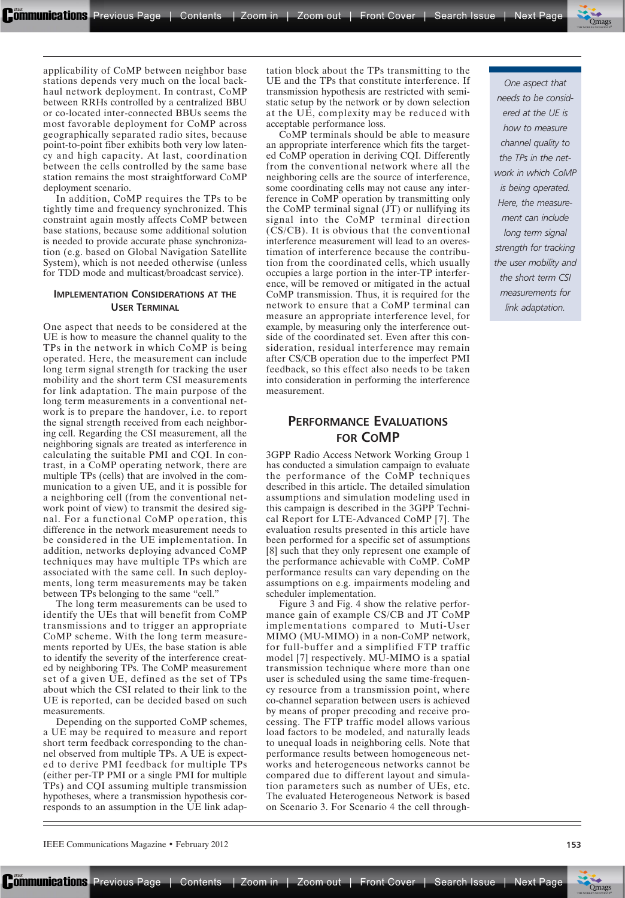applicability of CoMP between neighbor base stations depends very much on the local backhaul network deployment. In contrast, CoMP between RRHs controlled by a centralized BBU or co-located inter-connected BBUs seems the most favorable deployment for CoMP across geographically separated radio sites, because point-to-point fiber exhibits both very low latency and high capacity. At last, coordination between the cells controlled by the same base station remains the most straightforward CoMP deployment scenario.

In addition, CoMP requires the TPs to be tightly time and frequency synchronized. This constraint again mostly affects CoMP between base stations, because some additional solution is needed to provide accurate phase synchronization (e.g. based on Global Navigation Satellite System), which is not needed otherwise (unless for TDD mode and multicast/broadcast service).

## Implementation Considerations at the User Terminal

One aspect that needs to be considered at the UE is how to measure the channel quality to the TPs in the network in which CoMP is being operated. Here, the measurement can include long term signal strength for tracking the user mobility and the short term CSI measurements for link adaptation. The main purpose of the long term measurements in a conventional network is to prepare the handover, i.e. to report the signal strength received from each neighboring cell. Regarding the CSI measurement, all the neighboring signals are treated as interference in calculating the suitable PMI and CQI. In contrast, in a CoMP operating network, there are multiple TPs (cells) that are involved in the communication to a given UE, and it is possible for a neighboring cell (from the conventional network point of view) to transmit the desired signal. For a functional CoMP operation, this difference in the network measurement needs to be considered in the UE implementation. In addition, networks deploying advanced CoMP techniques may have multiple TPs which are associated with the same cell. In such deployments, long term measurements may be taken between TPs belonging to the same "cell."

*One aspect that needs to be considered at the UE is how to measure channel quality to the TPs in the network in which CoMP is being operated. Here, the measurement can include long term signal strength for tracking the user mobility and the short term CSI measurements for link adaptation.*

The long term measurements can be used to identify the UEs that will benefit from CoMP transmissions and to trigger an appropriate CoMP scheme. With the long term measurements reported by UEs, the base station is able to identify the severity of the interference created by neighboring TPs. The CoMP measurement set of a given UE, defined as the set of TPs about which the CSI related to their link to the UE is reported, can be decided based on such measurements.

Depending on the supported CoMP schemes, a UE may be required to measure and report short term feedback corresponding to the channel observed from multiple TPs. A UE is expected to derive PMI feedback for multiple TPs (either per-TP PMI or a single PMI for multiple TPs) and CQI assuming multiple transmission hypotheses, where a transmission hypothesis corresponds to an assumption in the UE link adaptation block about the TPs transmitting to the UE and the TPs that constitute interference. If transmission hypothesis are restricted with semi-static setup by the network or by down selection at the UE, complexity may be reduced with acceptable performance loss.

CoMP terminals should be able to measure an appropriate interference which fits the targeted CoMP operation in deriving CQI. Differently from the conventional network where all the neighboring cells are the source of interference, some coordinating cells may not cause any interference in CoMP operation by transmitting only the CoMP terminal signal (JT) or nullifying its signal into the CoMP terminal direction (CS/CB). It is obvious that the conventional interference measurement will lead to an overestimation of interference because the contribution from the coordinated cells, which usually occupies a large portion in the inter-TP interference, will be removed or mitigated in the actual CoMP transmission. Thus, it is required for the network to ensure that a CoMP terminal can measure an appropriate interference level, for example, by measuring only the interference outside of the coordinated set. Even after this consideration, residual interference may remain after CS/CB operation due to the imperfect PMI feedback, so this effect also needs to be taken into consideration in performing the interference measurement.

## Performance Evaluations for CoMP

3GPP Radio Access Network Working Group 1 has conducted a simulation campaign to evaluate the performance of the CoMP techniques described in this article. The detailed simulation assumptions and simulation modeling used in this campaign is described in the 3GPP Technical Report for LTE-Advanced CoMP [7]. The evaluation results presented in this article have been performed for a specific set of assumptions [8] such that they only represent one example of the performance achievable with CoMP. CoMP performance results can vary depending on the assumptions on e.g. impairments modeling and scheduler implementation.

Figure 3 and Fig. 4 show the relative performance gain of example CS/CB and JT CoMP implementations compared to Muti-User MIMO (MU-MIMO) in a non-CoMP network, for full-buffer and a simplified FTP traffic model [7] respectively. MU-MIMO is a spatial transmission technique where more than one user is scheduled using the same time-frequency resource from a transmission point, where co-channel separation between users is achieved by means of proper precoding and receive processing. The FTP traffic model allows various load factors to be modeled, and naturally leads to unequal loads in neighboring cells. Note that performance results between homogeneous networks and heterogeneous networks cannot be compared due to different layout and simulation parameters such as number of UEs, etc. The evaluated Heterogeneous Network is based on Scenario 3. For Scenario 4 the cell through-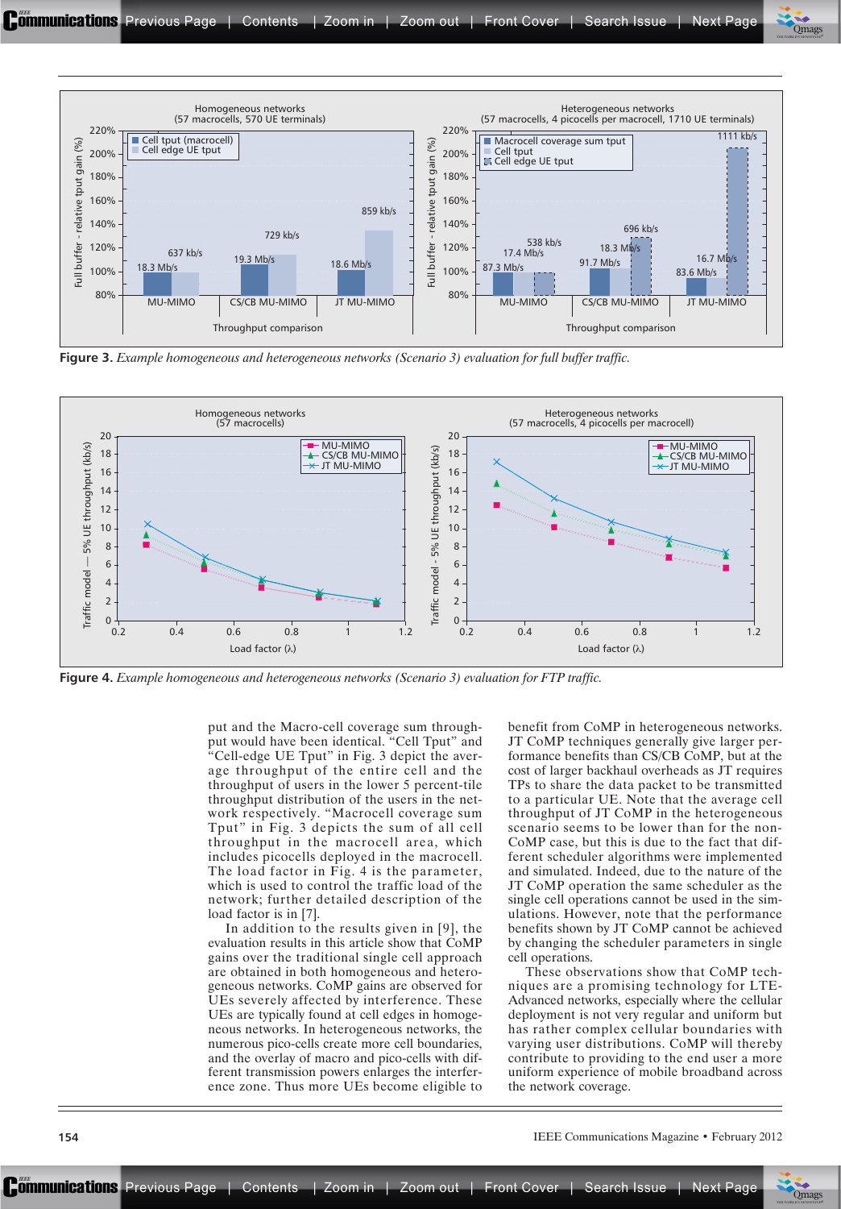**Figure 3.** *Example homogeneous and heterogeneous networks (Scenario 3) evaluation for full buffer traffic.*

**Figure 4.** *Example homogeneous and heterogeneous networks (Scenario 3) evaluation for FTP traffic.*

put and the Macro-cell coverage sum throughput would have been identical. "Cell Tput" and "Cell-edge UE Tput" in Fig. 3 depict the average throughput of the entire cell and the throughput of users in the lower 5 percent-tile throughput distribution of the users in the network respectively. "Macrocell coverage sum Tput" in Fig. 3 depicts the sum of all cell throughput in the macrocell area, which includes picocells deployed in the macrocell. The load factor in Fig. 4 is the parameter, which is used to control the traffic load of the network; further detailed description of the load factor is in [7].

In addition to the results given in [9], the evaluation results in this article show that CoMP gains over the traditional single cell approach are obtained in both homogeneous and heterogeneous networks. CoMP gains are observed for UEs severely affected by interference. These UEs are typically found at cell edges in homogeneous networks. In heterogeneous networks, the numerous pico-cells create more cell boundaries, and the overlay of macro and pico-cells with different transmission powers enlarges the interference zone. Thus more UEs become eligible to benefit from CoMP in heterogeneous networks. JT CoMP techniques generally give larger performance benefits than CS/CB CoMP, but at the cost of larger backhaul overheads as JT requires TPs to share the data packet to be transmitted to a particular UE. Note that the average cell throughput of JT CoMP in the heterogeneous scenario seems to be lower than for the non-CoMP case, but this is due to the fact that different scheduler algorithms were implemented and simulated. Indeed, due to the nature of the JT CoMP operation the same scheduler as the single cell operations cannot be used in the simulations. However, note that the performance benefits shown by JT CoMP cannot be achieved by changing the scheduler parameters in single cell operations.

These observations show that CoMP techniques are a promising technology for LTE-Advanced networks, especially where the cellular deployment is not very regular and uniform but has rather complex cellular boundaries with varying user distributions. CoMP will thereby contribute to providing to the end user a more uniform experience of mobile broadband across the network coverage.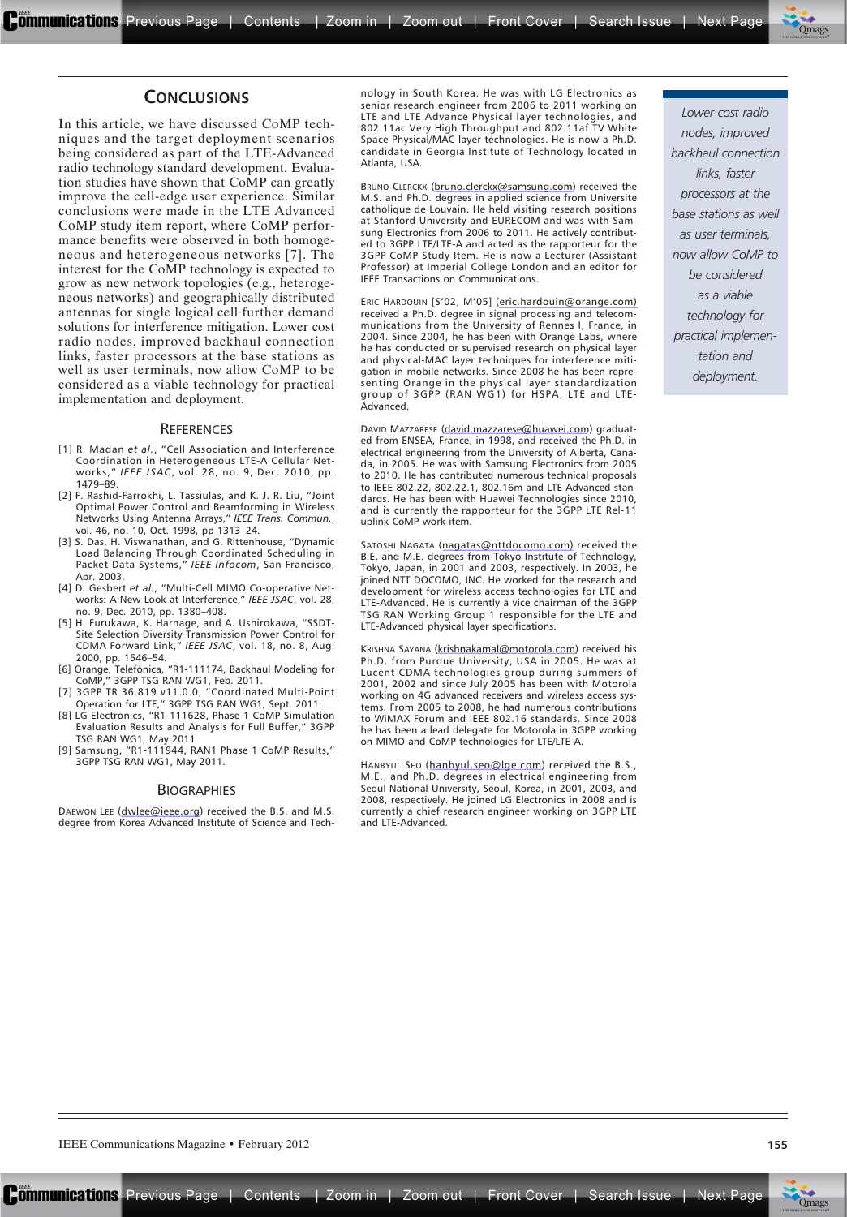## Conclusions

In this article, we have discussed CoMP techniques and the target deployment scenarios being considered as part of the LTE-Advanced radio technology standard development. Evaluation studies have shown that CoMP can greatly improve the cell-edge user experience. Similar conclusions were made in the LTE Advanced CoMP study item report, where CoMP performance benefits were observed in both homogeneous and heterogeneous networks [7]. The interest for the CoMP technology is expected to grow as new network topologies (e.g., heterogeneous networks) and geographically distributed antennas for single logical cell further demand solutions for interference mitigation. Lower cost radio nodes, improved backhaul connection links, faster processors at the base stations as well as user terminals, now allow CoMP to be considered as a viable technology for practical implementation and deployment.

*Lower cost radio nodes, improved backhaul connection links, faster processors at the base stations as well as user terminals, now allow CoMP to be considered as a viable technology for practical implementation and deployment.*

## References

[1] R. Madan *et al.*, "Cell Association and Interference Coordination in Heterogeneous LTE-A Cellular Networks," *IEEE JSAC*, vol. 28, no. 9, Dec. 2010, pp. 1479–89.

[2] F. Rashid-Farrokhi, L. Tassiulas, and K. J. R. Liu, "Joint Optimal Power Control and Beamforming in Wireless Networks Using Antenna Arrays," *IEEE Trans. Commun.*, vol. 46, no. 10, Oct. 1998, pp 1313–24.

[3] S. Das, H. Viswanathan, and G. Rittenhouse, "Dynamic Load Balancing Through Coordinated Scheduling in Packet Data Systems," *IEEE Infocom*, San Francisco, Apr. 2003.

[4] D. Gesbert *et al.*, "Multi-Cell MIMO Co-operative Networks: A New Look at Interference," *IEEE JSAC*, vol. 28, no. 9, Dec. 2010, pp. 1380–408.

[5] H. Furukawa, K. Harnage, and A. Ushirokawa, "SSDT-Site Selection Diversity Transmission Power Control for CDMA Forward Link," *IEEE JSAC*, vol. 18, no. 8, Aug. 2000, pp. 1546–54.

[6] Orange, Telefónica, "R1-111174, Backhaul Modeling for CoMP," 3GPP TSG RAN WG1, Feb. 2011.

[7] 3GPP TR 36.819 v11.0.0, "Coordinated Multi-Point Operation for LTE," 3GPP TSG RAN WG1, Sept. 2011.

[8] LG Electronics, "R1-111628, Phase 1 CoMP Simulation Evaluation Results and Analysis for Full Buffer," 3GPP TSG RAN WG1, May 2011

[9] Samsung, "R1-111944, RAN1 Phase 1 CoMP Results," 3GPP TSG RAN WG1, May 2011.

## Biographies

Daewon Lee (dwlee@ieee.org) received the B.S. and M.S. degree from Korea Advanced Institute of Science and Technology in South Korea. He was with LG Electronics as senior research engineer from 2006 to 2011 working on LTE and LTE Advance Physical layer technologies, and 802.11ac Very High Throughput and 802.11af TV White Space Physical/MAC layer technologies. He is now a Ph.D. candidate in Georgia Institute of Technology located in Atlanta, USA.

Bruno Clerckx (bruno.clerckx@samsung.com) received the M.S. and Ph.D. degrees in applied science from Universite catholique de Louvain. He held visiting research positions at Stanford University and EURECOM and was with Samsung Electronics from 2006 to 2011. He actively contributed to 3GPP LTE/LTE-A and acted as the rapporteur for the 3GPP CoMP Study Item. He is now a Lecturer (Assistant Professor) at Imperial College London and an editor for IEEE Transactions on Communications.

Eric Hardouin [S'02, M'05] (eric.hardouin@orange.com) received a Ph.D. degree in signal processing and telecommunications from the University of Rennes I, France, in 2004. Since 2004, he has been with Orange Labs, where he has conducted or supervised research on physical layer and physical-MAC layer techniques for interference mitigation in mobile networks. Since 2008 he has been representing Orange in the physical layer standardization group of 3GPP (RAN WG1) for HSPA, LTE and LTE-Advanced.

David Mazzarese (david.mazzarese@huawei.com) graduated from ENSEA, France, in 1998, and received the Ph.D. in electrical engineering from the University of Alberta, Canada, in 2005. He was with Samsung Electronics from 2005 to 2010. He has contributed numerous technical proposals to IEEE 802.22, 802.22.1, 802.16m and LTE-Advanced standards. He has been with Huawei Technologies since 2010, and is currently the rapporteur for the 3GPP LTE Rel-11 uplink CoMP work item.

Satoshi Nagata (nagatas@nttdocomo.com) received the B.E. and M.E. degrees from Tokyo Institute of Technology, Tokyo, Japan, in 2001 and 2003, respectively. In 2003, he joined NTT DOCOMO, INC. He worked for the research and development for wireless access technologies for LTE and LTE-Advanced. He is currently a vice chairman of the 3GPP TSG RAN Working Group 1 responsible for the LTE and LTE-Advanced physical layer specifications.

Krishna Sayana (krishnakamal@motorola.com) received his Ph.D. from Purdue University, USA in 2005. He was at Lucent CDMA technologies group during summers of 2001, 2002 and since July 2005 has been with Motorola working on 4G advanced receivers and wireless access systems. From 2005 to 2008, he had numerous contributions to WiMAX Forum and IEEE 802.16 standards. Since 2008 he has been a lead delegate for Motorola in 3GPP working on MIMO and CoMP technologies for LTE/LTE-A.

Hanbyul Seo (hanbyul.seo@lge.com) received the B.S., M.E., and Ph.D. degrees in electrical engineering from Seoul National University, Seoul, Korea, in 2001, 2003, and 2008, respectively. He joined LG Electronics in 2008 and is currently a chief research engineer working on 3GPP LTE and LTE-Advanced.